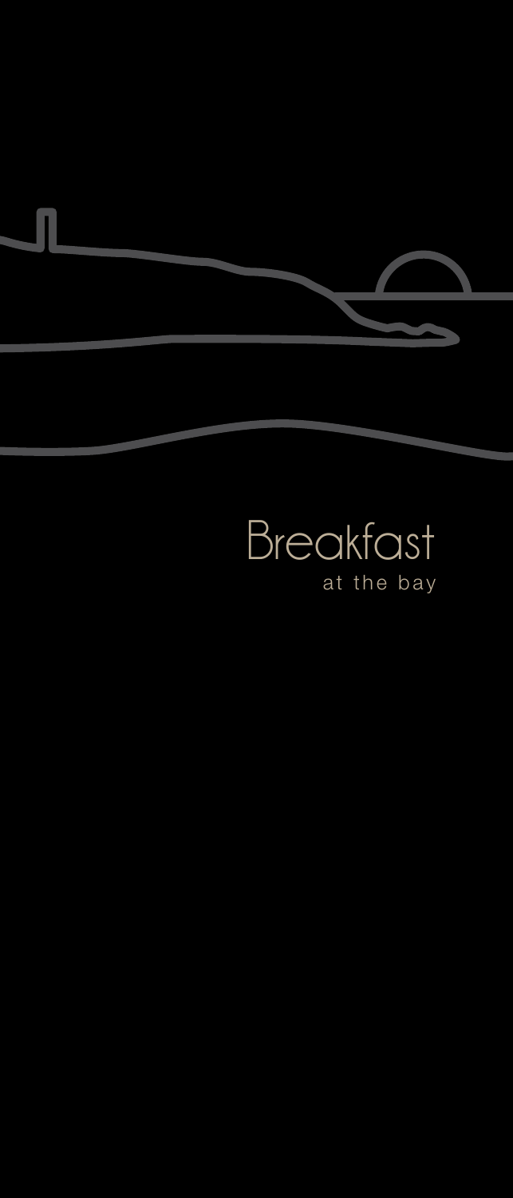# Breakfast

at the bay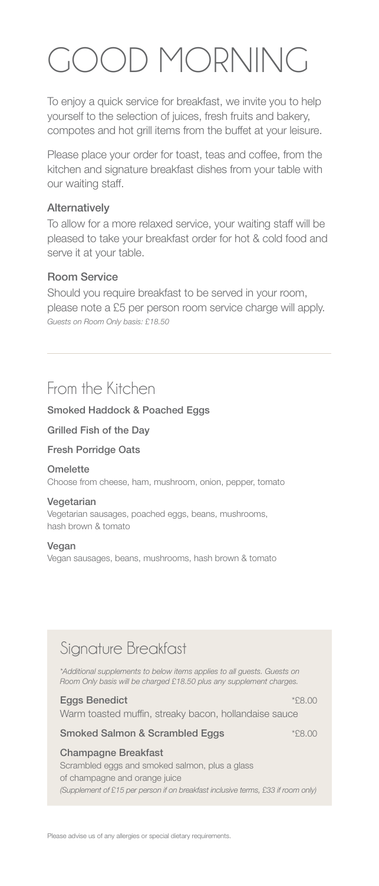# GOOD MORNING

To enjoy a quick service for breakfast, we invite you to help yourself to the selection of juices, fresh fruits and bakery, compotes and hot grill items from the buffet at your leisure.

Please place your order for toast, teas and coffee, from the kitchen and signature breakfast dishes from your table with our waiting staff.

### Alternatively

To allow for a more relaxed service, your waiting staff will be pleased to take your breakfast order for hot & cold food and serve it at your table.

### Room Service

Should you require breakfast to be served in your room, please note a £5 per person room service charge will apply.
*Guests on Room Only basis: £18.50*

---

## From the Kitchen

**Smoked Haddock & Poached Eggs**

**Grilled Fish of the Day**

**Fresh Porridge Oats**

**Omelette**
Choose from cheese, ham, mushroom, onion, pepper, tomato

**Vegetarian**
Vegetarian sausages, poached eggs, beans, mushrooms, hash brown & tomato

**Vegan**
Vegan sausages, beans, mushrooms, hash brown & tomato

## Signature Breakfast

*\*Additional supplements to below items applies to all guests. Guests on Room Only basis will be charged £18.50 plus any supplement charges.*

**Eggs Benedict** *£8.00
Warm toasted muffin, streaky bacon, hollandaise sauce

**Smoked Salmon & Scrambled Eggs** *£8.00

**Champagne Breakfast**
Scrambled eggs and smoked salmon, plus a glass of champagne and orange juice
*(Supplement of £15 per person if on breakfast inclusive terms, £33 if room only)*

Please advise us of any allergies or special dietary requirements.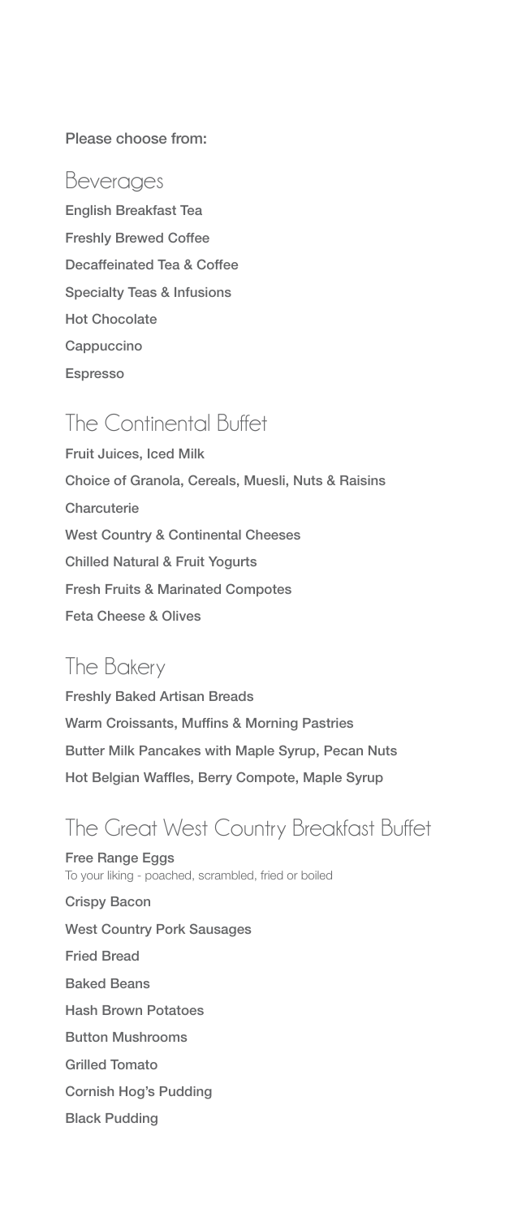Please choose from:

## Beverages

English Breakfast Tea

Freshly Brewed Coffee

Decaffeinated Tea & Coffee

Specialty Teas & Infusions

Hot Chocolate

Cappuccino

Espresso

## The Continental Buffet

Fruit Juices, Iced Milk

Choice of Granola, Cereals, Muesli, Nuts & Raisins

Charcuterie

West Country & Continental Cheeses

Chilled Natural & Fruit Yogurts

Fresh Fruits & Marinated Compotes

Feta Cheese & Olives

## The Bakery

Freshly Baked Artisan Breads

Warm Croissants, Muffins & Morning Pastries

Butter Milk Pancakes with Maple Syrup, Pecan Nuts

Hot Belgian Waffles, Berry Compote, Maple Syrup

## The Great West Country Breakfast Buffet

Free Range Eggs
To your liking - poached, scrambled, fried or boiled

Crispy Bacon

West Country Pork Sausages

Fried Bread

Baked Beans

Hash Brown Potatoes

Button Mushrooms

Grilled Tomato

Cornish Hog's Pudding

Black Pudding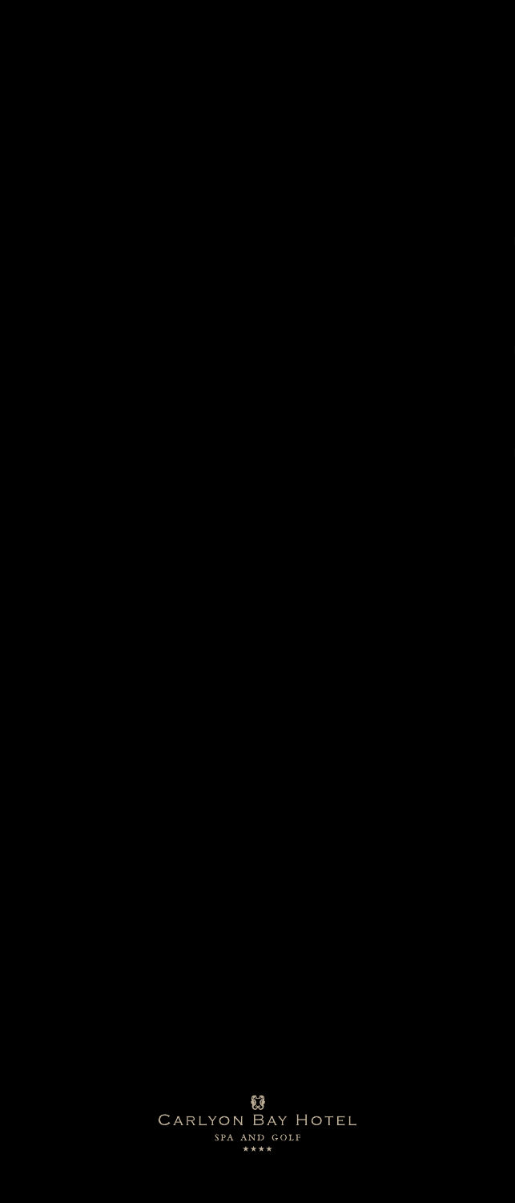CARLYON BAY HOTEL

SPA AND GOLF

★★★★